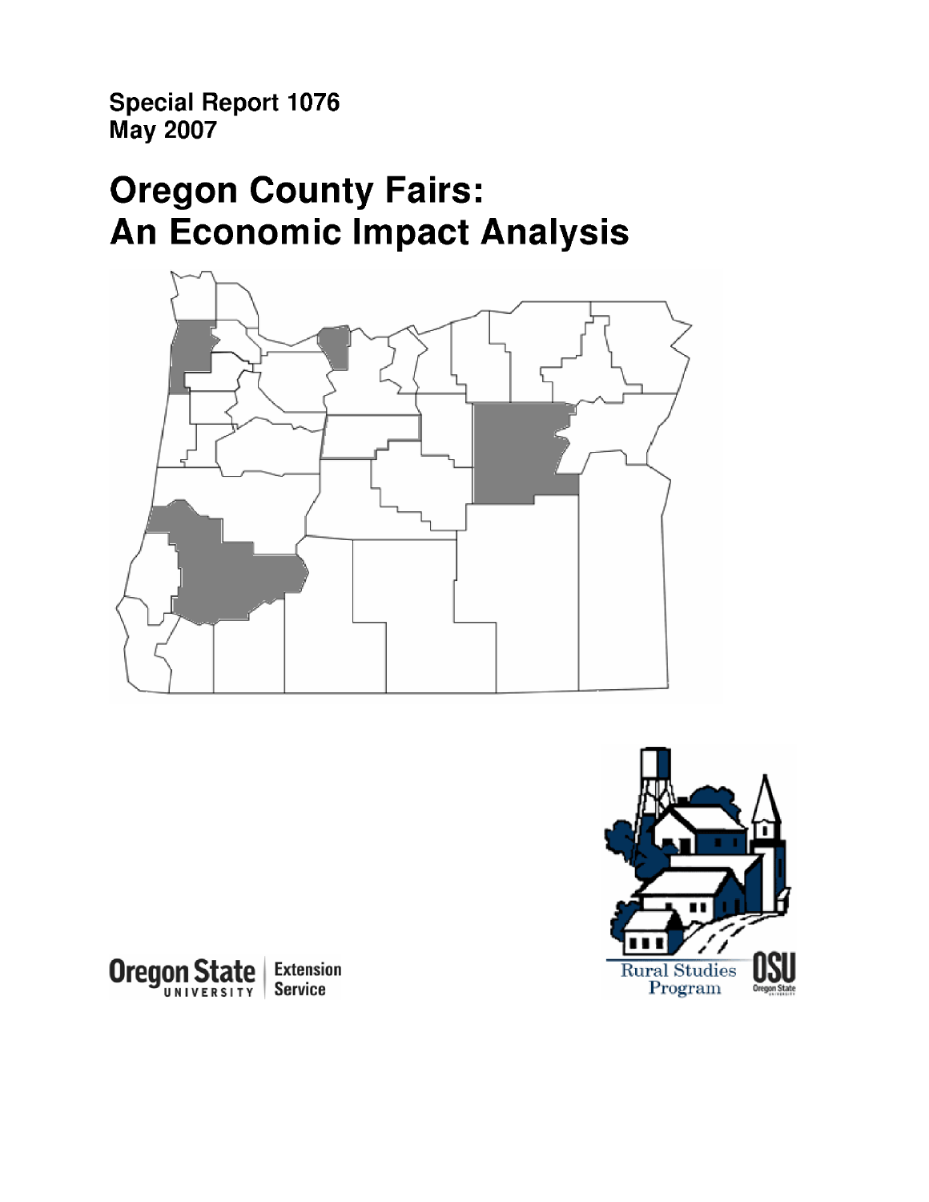Special Report 1076
May 2007

# Oregon County Fairs: An Economic Impact Analysis

Oregon State University | Extension Service

Rural Studies Program

OSU Oregon State University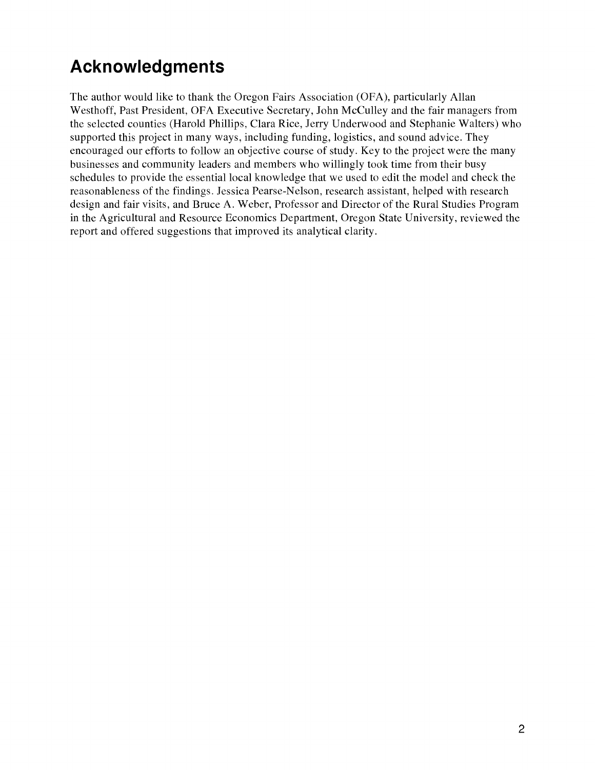## Acknowledgments

The author would like to thank the Oregon Fairs Association (OFA), particularly Allan Westhoff, Past President, OFA Executive Secretary, John McCulley and the fair managers from the selected counties (Harold Phillips, Clara Rice, Jerry Underwood and Stephanie Walters) who supported this project in many ways, including funding, logistics, and sound advice. They encouraged our efforts to follow an objective course of study. Key to the project were the many businesses and community leaders and members who willingly took time from their busy schedules to provide the essential local knowledge that we used to edit the model and check the reasonableness of the findings. Jessica Pearse-Nelson, research assistant, helped with research design and fair visits, and Bruce A. Weber, Professor and Director of the Rural Studies Program in the Agricultural and Resource Economics Department, Oregon State University, reviewed the report and offered suggestions that improved its analytical clarity.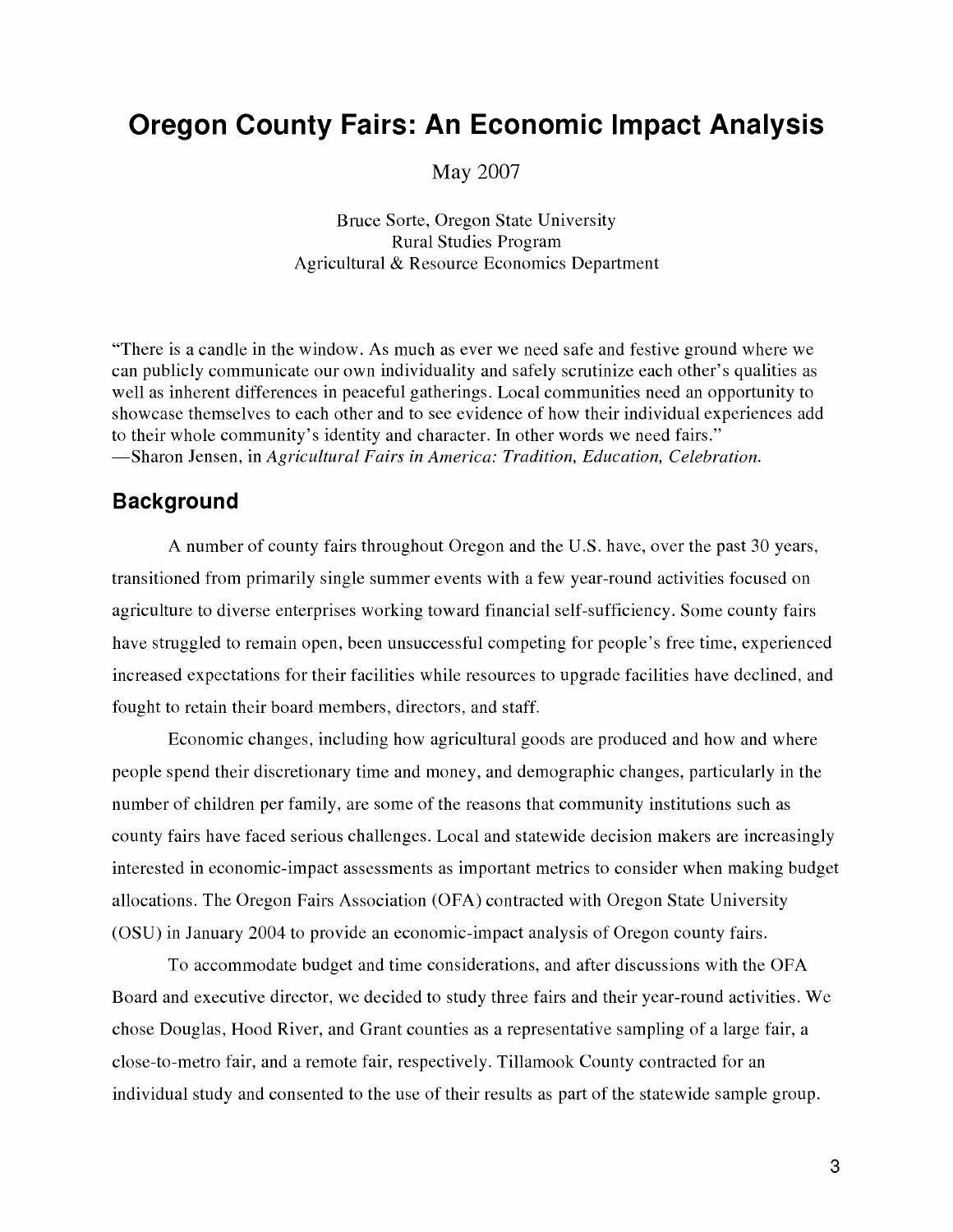# Oregon County Fairs: An Economic Impact Analysis

May 2007

Bruce Sorte, Oregon State University
Rural Studies Program
Agricultural & Resource Economics Department

"There is a candle in the window. As much as ever we need safe and festive ground where we can publicly communicate our own individuality and safely scrutinize each other's qualities as well as inherent differences in peaceful gatherings. Local communities need an opportunity to showcase themselves to each other and to see evidence of how their individual experiences add to their whole community's identity and character. In other words we need fairs."
—Sharon Jensen, in *Agricultural Fairs in America: Tradition, Education, Celebration.*

## Background

A number of county fairs throughout Oregon and the U.S. have, over the past 30 years, transitioned from primarily single summer events with a few year-round activities focused on agriculture to diverse enterprises working toward financial self-sufficiency. Some county fairs have struggled to remain open, been unsuccessful competing for people's free time, experienced increased expectations for their facilities while resources to upgrade facilities have declined, and fought to retain their board members, directors, and staff.

Economic changes, including how agricultural goods are produced and how and where people spend their discretionary time and money, and demographic changes, particularly in the number of children per family, are some of the reasons that community institutions such as county fairs have faced serious challenges. Local and statewide decision makers are increasingly interested in economic-impact assessments as important metrics to consider when making budget allocations. The Oregon Fairs Association (OFA) contracted with Oregon State University (OSU) in January 2004 to provide an economic-impact analysis of Oregon county fairs.

To accommodate budget and time considerations, and after discussions with the OFA Board and executive director, we decided to study three fairs and their year-round activities. We chose Douglas, Hood River, and Grant counties as a representative sampling of a large fair, a close-to-metro fair, and a remote fair, respectively. Tillamook County contracted for an individual study and consented to the use of their results as part of the statewide sample group.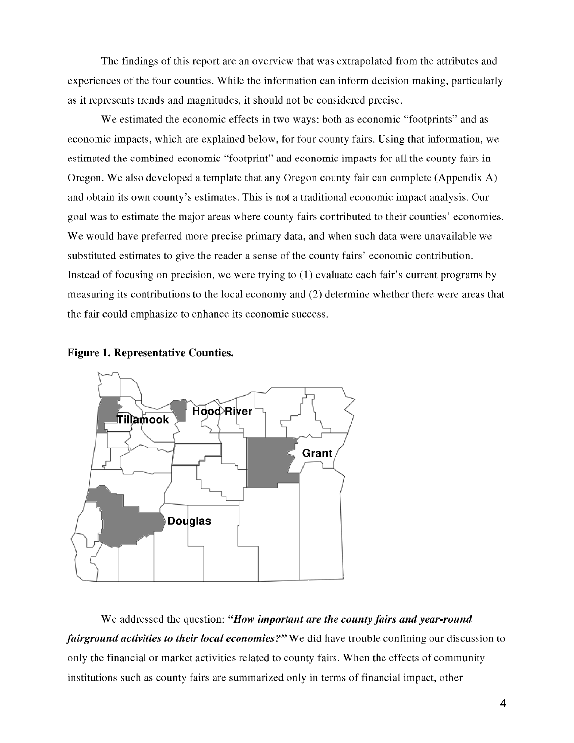The findings of this report are an overview that was extrapolated from the attributes and experiences of the four counties. While the information can inform decision making, particularly as it represents trends and magnitudes, it should not be considered precise.

We estimated the economic effects in two ways: both as economic "footprints" and as economic impacts, which are explained below, for four county fairs. Using that information, we estimated the combined economic "footprint" and economic impacts for all the county fairs in Oregon. We also developed a template that any Oregon county fair can complete (Appendix A) and obtain its own county's estimates. This is not a traditional economic impact analysis. Our goal was to estimate the major areas where county fairs contributed to their counties' economies. We would have preferred more precise primary data, and when such data were unavailable we substituted estimates to give the reader a sense of the county fairs' economic contribution. Instead of focusing on precision, we were trying to (1) evaluate each fair's current programs by measuring its contributions to the local economy and (2) determine whether there were areas that the fair could emphasize to enhance its economic success.

**Figure 1. Representative Counties.**

Tillamook, Hood River, Grant, Douglas

We addressed the question: ***"How important are the county fairs and year-round fairground activities to their local economies?"*** We did have trouble confining our discussion to only the financial or market activities related to county fairs. When the effects of community institutions such as county fairs are summarized only in terms of financial impact, other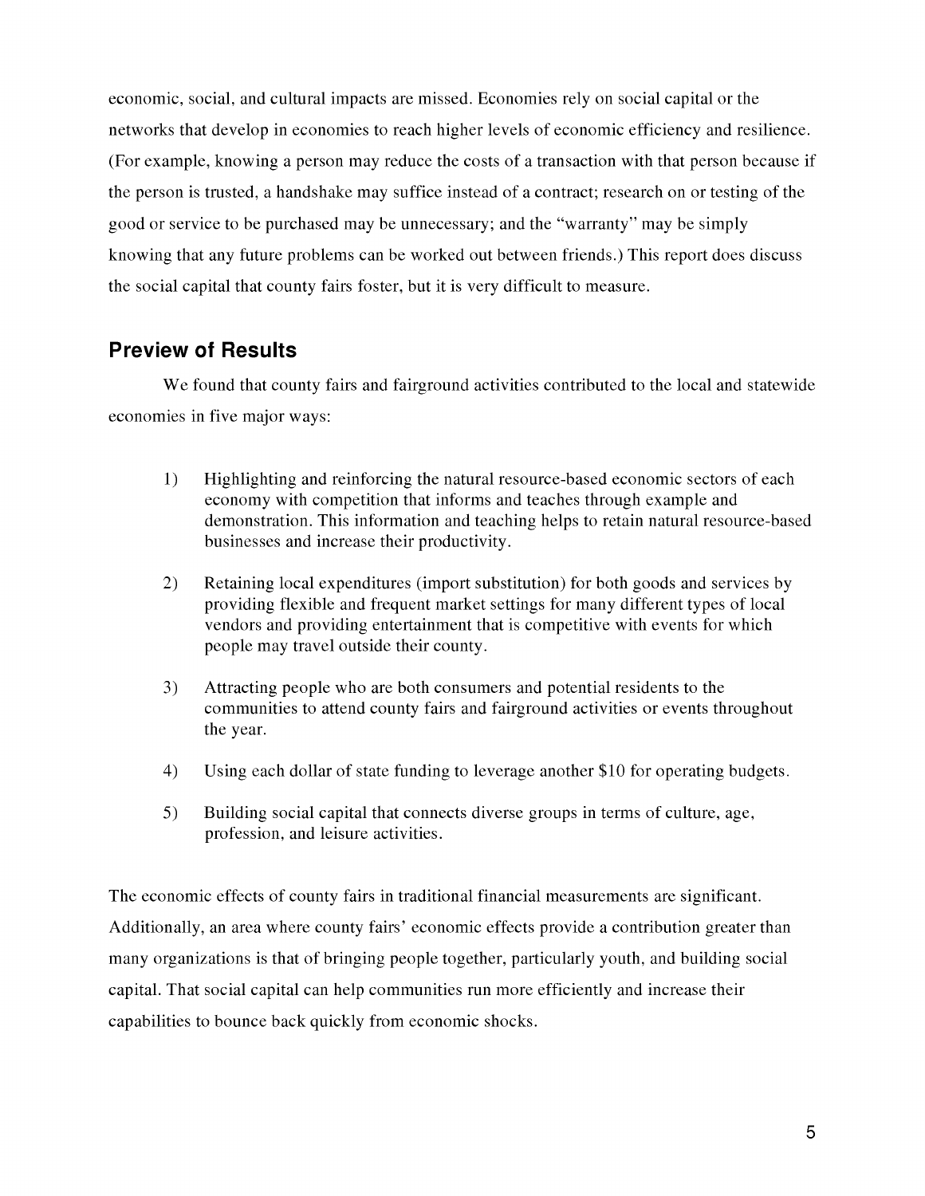economic, social, and cultural impacts are missed. Economies rely on social capital or the networks that develop in economies to reach higher levels of economic efficiency and resilience. (For example, knowing a person may reduce the costs of a transaction with that person because if the person is trusted, a handshake may suffice instead of a contract; research on or testing of the good or service to be purchased may be unnecessary; and the "warranty" may be simply knowing that any future problems can be worked out between friends.) This report does discuss the social capital that county fairs foster, but it is very difficult to measure.

## Preview of Results

We found that county fairs and fairground activities contributed to the local and statewide economies in five major ways:

1) Highlighting and reinforcing the natural resource-based economic sectors of each economy with competition that informs and teaches through example and demonstration. This information and teaching helps to retain natural resource-based businesses and increase their productivity.

2) Retaining local expenditures (import substitution) for both goods and services by providing flexible and frequent market settings for many different types of local vendors and providing entertainment that is competitive with events for which people may travel outside their county.

3) Attracting people who are both consumers and potential residents to the communities to attend county fairs and fairground activities or events throughout the year.

4) Using each dollar of state funding to leverage another $10 for operating budgets.

5) Building social capital that connects diverse groups in terms of culture, age, profession, and leisure activities.

The economic effects of county fairs in traditional financial measurements are significant. Additionally, an area where county fairs' economic effects provide a contribution greater than many organizations is that of bringing people together, particularly youth, and building social capital. That social capital can help communities run more efficiently and increase their capabilities to bounce back quickly from economic shocks.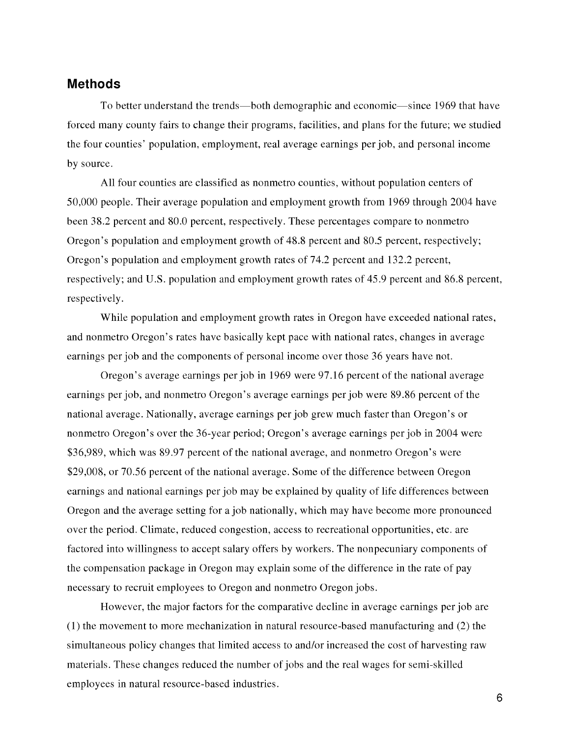## Methods

To better understand the trends—both demographic and economic—since 1969 that have forced many county fairs to change their programs, facilities, and plans for the future; we studied the four counties' population, employment, real average earnings per job, and personal income by source.

All four counties are classified as nonmetro counties, without population centers of 50,000 people. Their average population and employment growth from 1969 through 2004 have been 38.2 percent and 80.0 percent, respectively. These percentages compare to nonmetro Oregon's population and employment growth of 48.8 percent and 80.5 percent, respectively; Oregon's population and employment growth rates of 74.2 percent and 132.2 percent, respectively; and U.S. population and employment growth rates of 45.9 percent and 86.8 percent, respectively.

While population and employment growth rates in Oregon have exceeded national rates, and nonmetro Oregon's rates have basically kept pace with national rates, changes in average earnings per job and the components of personal income over those 36 years have not.

Oregon's average earnings per job in 1969 were 97.16 percent of the national average earnings per job, and nonmetro Oregon's average earnings per job were 89.86 percent of the national average. Nationally, average earnings per job grew much faster than Oregon's or nonmetro Oregon's over the 36-year period; Oregon's average earnings per job in 2004 were $36,989, which was 89.97 percent of the national average, and nonmetro Oregon's were $29,008, or 70.56 percent of the national average. Some of the difference between Oregon earnings and national earnings per job may be explained by quality of life differences between Oregon and the average setting for a job nationally, which may have become more pronounced over the period. Climate, reduced congestion, access to recreational opportunities, etc. are factored into willingness to accept salary offers by workers. The nonpecuniary components of the compensation package in Oregon may explain some of the difference in the rate of pay necessary to recruit employees to Oregon and nonmetro Oregon jobs.

However, the major factors for the comparative decline in average earnings per job are (1) the movement to more mechanization in natural resource-based manufacturing and (2) the simultaneous policy changes that limited access to and/or increased the cost of harvesting raw materials. These changes reduced the number of jobs and the real wages for semi-skilled employees in natural resource-based industries.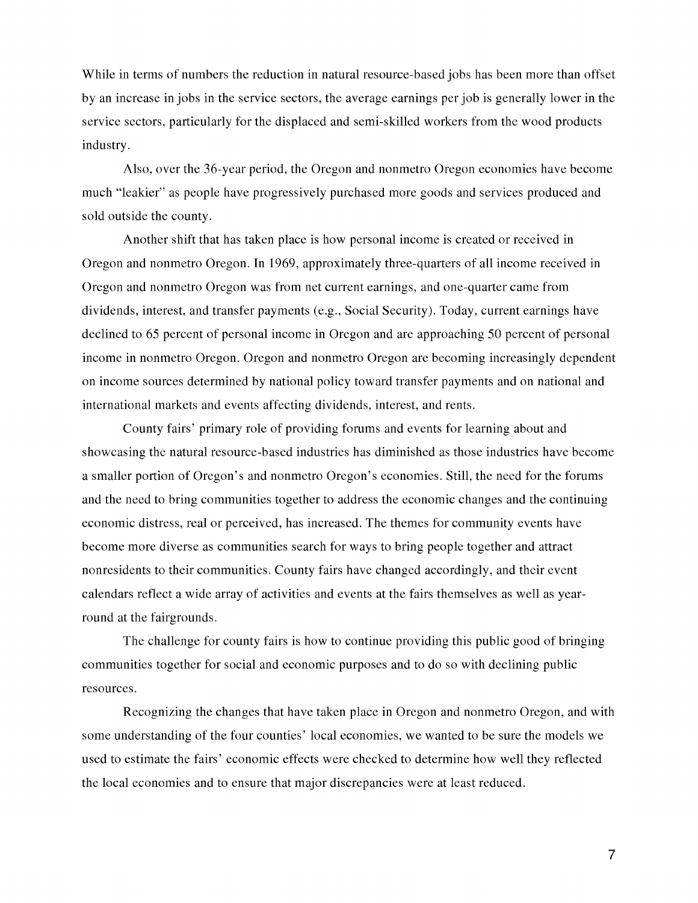While in terms of numbers the reduction in natural resource-based jobs has been more than offset by an increase in jobs in the service sectors, the average earnings per job is generally lower in the service sectors, particularly for the displaced and semi-skilled workers from the wood products industry.

Also, over the 36-year period, the Oregon and nonmetro Oregon economies have become much "leakier" as people have progressively purchased more goods and services produced and sold outside the county.

Another shift that has taken place is how personal income is created or received in Oregon and nonmetro Oregon. In 1969, approximately three-quarters of all income received in Oregon and nonmetro Oregon was from net current earnings, and one-quarter came from dividends, interest, and transfer payments (e.g., Social Security). Today, current earnings have declined to 65 percent of personal income in Oregon and are approaching 50 percent of personal income in nonmetro Oregon. Oregon and nonmetro Oregon are becoming increasingly dependent on income sources determined by national policy toward transfer payments and on national and international markets and events affecting dividends, interest, and rents.

County fairs' primary role of providing forums and events for learning about and showcasing the natural resource-based industries has diminished as those industries have become a smaller portion of Oregon's and nonmetro Oregon's economies. Still, the need for the forums and the need to bring communities together to address the economic changes and the continuing economic distress, real or perceived, has increased. The themes for community events have become more diverse as communities search for ways to bring people together and attract nonresidents to their communities. County fairs have changed accordingly, and their event calendars reflect a wide array of activities and events at the fairs themselves as well as year-round at the fairgrounds.

The challenge for county fairs is how to continue providing this public good of bringing communities together for social and economic purposes and to do so with declining public resources.

Recognizing the changes that have taken place in Oregon and nonmetro Oregon, and with some understanding of the four counties' local economies, we wanted to be sure the models we used to estimate the fairs' economic effects were checked to determine how well they reflected the local economies and to ensure that major discrepancies were at least reduced.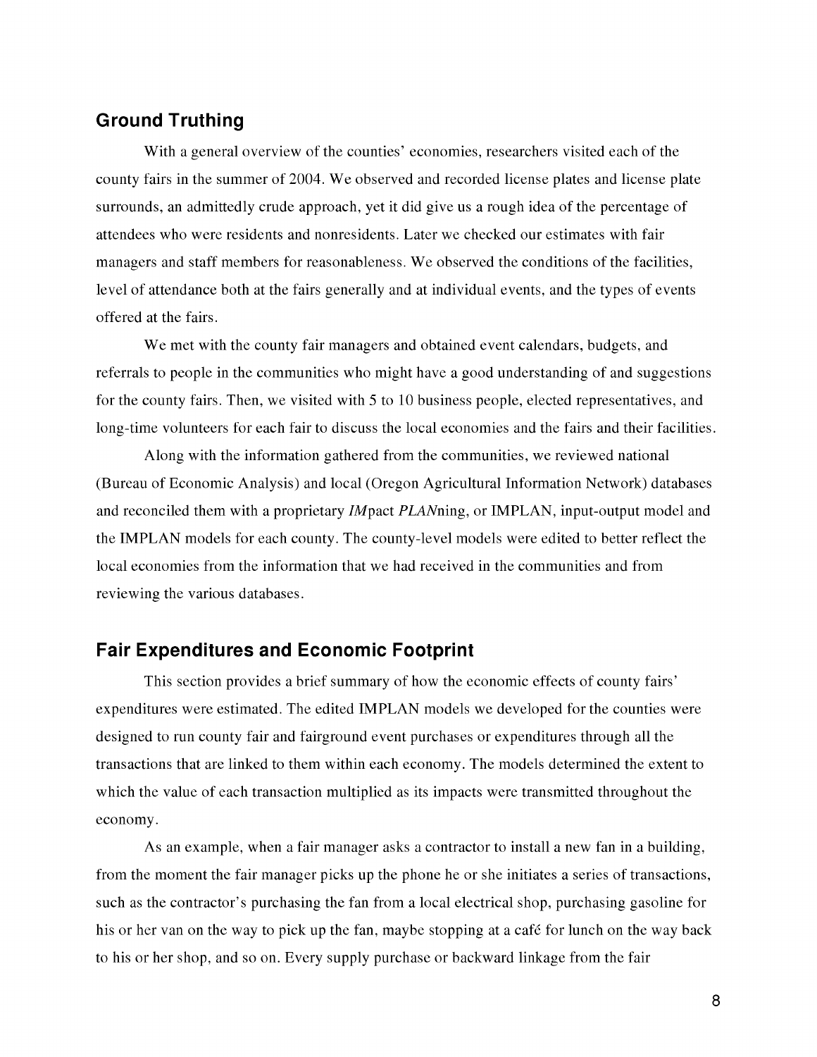## Ground Truthing

With a general overview of the counties' economies, researchers visited each of the county fairs in the summer of 2004. We observed and recorded license plates and license plate surrounds, an admittedly crude approach, yet it did give us a rough idea of the percentage of attendees who were residents and nonresidents. Later we checked our estimates with fair managers and staff members for reasonableness. We observed the conditions of the facilities, level of attendance both at the fairs generally and at individual events, and the types of events offered at the fairs.

We met with the county fair managers and obtained event calendars, budgets, and referrals to people in the communities who might have a good understanding of and suggestions for the county fairs. Then, we visited with 5 to 10 business people, elected representatives, and long-time volunteers for each fair to discuss the local economies and the fairs and their facilities.

Along with the information gathered from the communities, we reviewed national (Bureau of Economic Analysis) and local (Oregon Agricultural Information Network) databases and reconciled them with a proprietary *IM*pact *PLAN*ning, or IMPLAN, input-output model and the IMPLAN models for each county. The county-level models were edited to better reflect the local economies from the information that we had received in the communities and from reviewing the various databases.

## Fair Expenditures and Economic Footprint

This section provides a brief summary of how the economic effects of county fairs' expenditures were estimated. The edited IMPLAN models we developed for the counties were designed to run county fair and fairground event purchases or expenditures through all the transactions that are linked to them within each economy. The models determined the extent to which the value of each transaction multiplied as its impacts were transmitted throughout the economy.

As an example, when a fair manager asks a contractor to install a new fan in a building, from the moment the fair manager picks up the phone he or she initiates a series of transactions, such as the contractor's purchasing the fan from a local electrical shop, purchasing gasoline for his or her van on the way to pick up the fan, maybe stopping at a café for lunch on the way back to his or her shop, and so on. Every supply purchase or backward linkage from the fair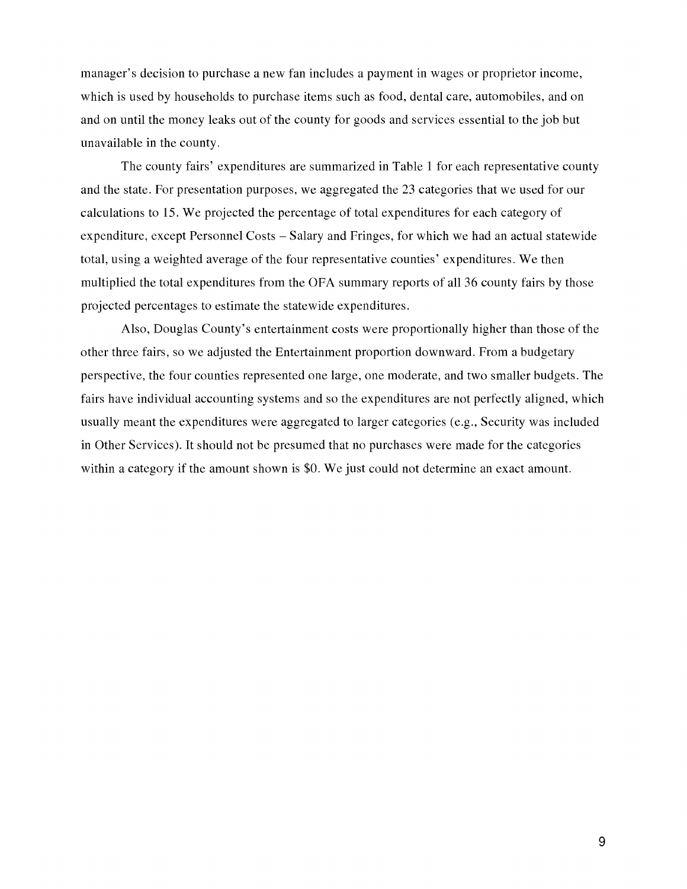manager's decision to purchase a new fan includes a payment in wages or proprietor income, which is used by households to purchase items such as food, dental care, automobiles, and on and on until the money leaks out of the county for goods and services essential to the job but unavailable in the county.

The county fairs' expenditures are summarized in Table 1 for each representative county and the state. For presentation purposes, we aggregated the 23 categories that we used for our calculations to 15. We projected the percentage of total expenditures for each category of expenditure, except Personnel Costs – Salary and Fringes, for which we had an actual statewide total, using a weighted average of the four representative counties' expenditures. We then multiplied the total expenditures from the OFA summary reports of all 36 county fairs by those projected percentages to estimate the statewide expenditures.

Also, Douglas County's entertainment costs were proportionally higher than those of the other three fairs, so we adjusted the Entertainment proportion downward. From a budgetary perspective, the four counties represented one large, one moderate, and two smaller budgets. The fairs have individual accounting systems and so the expenditures are not perfectly aligned, which usually meant the expenditures were aggregated to larger categories (e.g., Security was included in Other Services). It should not be presumed that no purchases were made for the categories within a category if the amount shown is $0. We just could not determine an exact amount.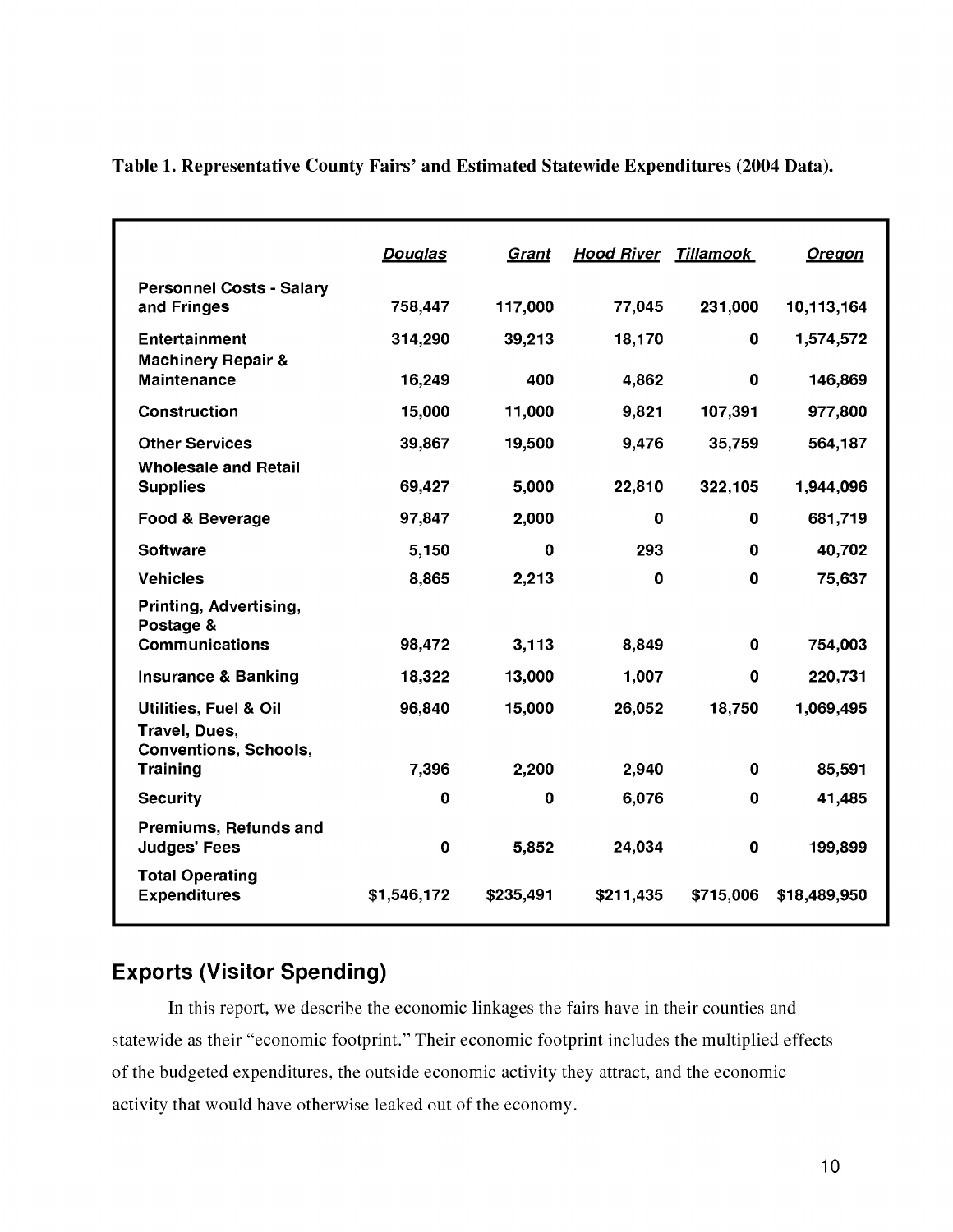**Table 1. Representative County Fairs' and Estimated Statewide Expenditures (2004 Data).**

| | *Douglas* | *Grant* | *Hood River* | *Tillamook* | *Oregon* |
|---|---|---|---|---|---|
| **Personnel Costs - Salary and Fringes** | **758,447** | **117,000** | **77,045** | **231,000** | **10,113,164** |
| **Entertainment** | **314,290** | **39,213** | **18,170** | **0** | **1,574,572** |
| **Machinery Repair & Maintenance** | **16,249** | **400** | **4,862** | **0** | **146,869** |
| **Construction** | **15,000** | **11,000** | **9,821** | **107,391** | **977,800** |
| **Other Services** | **39,867** | **19,500** | **9,476** | **35,759** | **564,187** |
| **Wholesale and Retail Supplies** | **69,427** | **5,000** | **22,810** | **322,105** | **1,944,096** |
| **Food & Beverage** | **97,847** | **2,000** | **0** | **0** | **681,719** |
| **Software** | **5,150** | **0** | **293** | **0** | **40,702** |
| **Vehicles** | **8,865** | **2,213** | **0** | **0** | **75,637** |
| **Printing, Advertising, Postage & Communications** | **98,472** | **3,113** | **8,849** | **0** | **754,003** |
| **Insurance & Banking** | **18,322** | **13,000** | **1,007** | **0** | **220,731** |
| **Utilities, Fuel & Oil** | **96,840** | **15,000** | **26,052** | **18,750** | **1,069,495** |
| **Travel, Dues, Conventions, Schools, Training** | **7,396** | **2,200** | **2,940** | **0** | **85,591** |
| **Security** | **0** | **0** | **6,076** | **0** | **41,485** |
| **Premiums, Refunds and Judges' Fees** | **0** | **5,852** | **24,034** | **0** | **199,899** |
| **Total Operating Expenditures** | **$1,546,172** | **$235,491** | **$211,435** | **$715,006** | **$18,489,950** |

## Exports (Visitor Spending)

In this report, we describe the economic linkages the fairs have in their counties and statewide as their "economic footprint." Their economic footprint includes the multiplied effects of the budgeted expenditures, the outside economic activity they attract, and the economic activity that would have otherwise leaked out of the economy.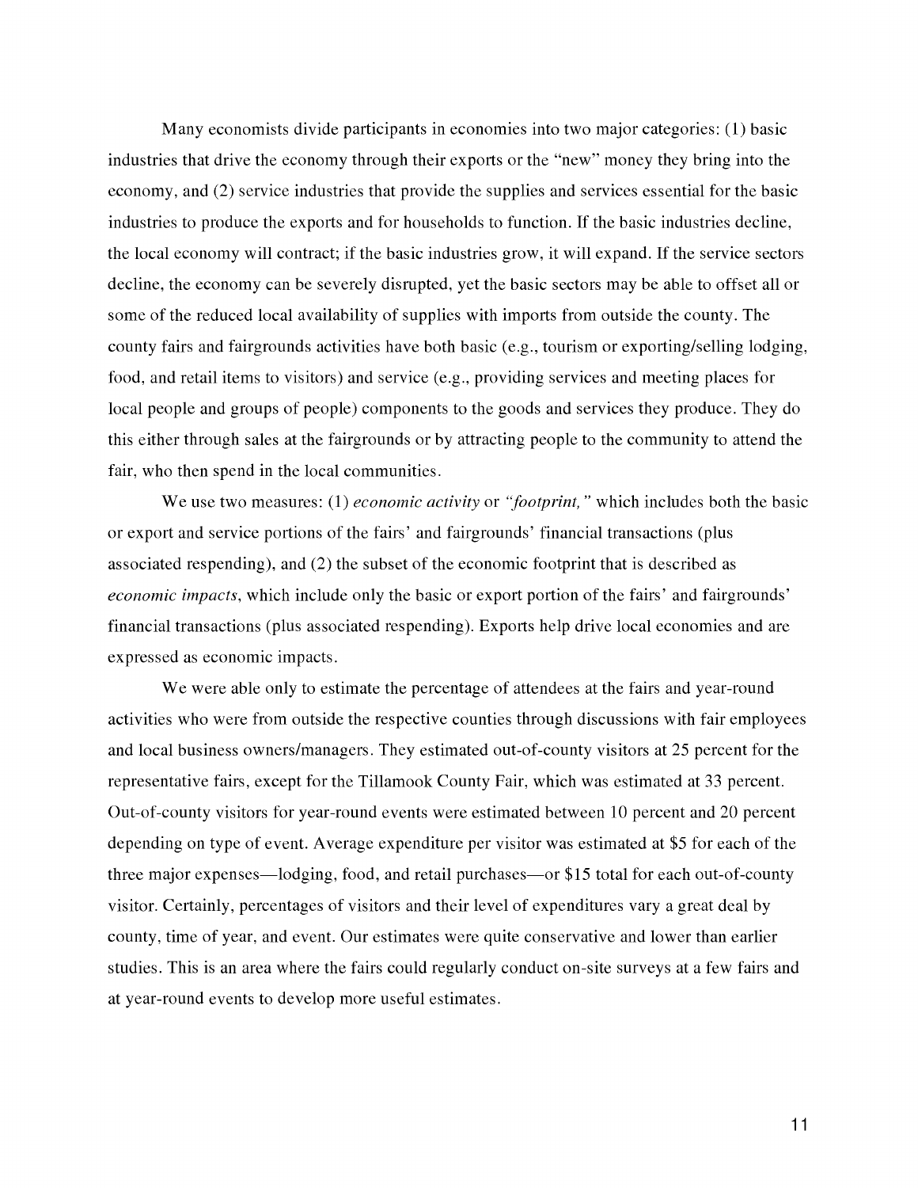Many economists divide participants in economies into two major categories: (1) basic industries that drive the economy through their exports or the "new" money they bring into the economy, and (2) service industries that provide the supplies and services essential for the basic industries to produce the exports and for households to function. If the basic industries decline, the local economy will contract; if the basic industries grow, it will expand. If the service sectors decline, the economy can be severely disrupted, yet the basic sectors may be able to offset all or some of the reduced local availability of supplies with imports from outside the county. The county fairs and fairgrounds activities have both basic (e.g., tourism or exporting/selling lodging, food, and retail items to visitors) and service (e.g., providing services and meeting places for local people and groups of people) components to the goods and services they produce. They do this either through sales at the fairgrounds or by attracting people to the community to attend the fair, who then spend in the local communities.

We use two measures: (1) *economic activity* or *"footprint,"* which includes both the basic or export and service portions of the fairs' and fairgrounds' financial transactions (plus associated respending), and (2) the subset of the economic footprint that is described as *economic impacts*, which include only the basic or export portion of the fairs' and fairgrounds' financial transactions (plus associated respending). Exports help drive local economies and are expressed as economic impacts.

We were able only to estimate the percentage of attendees at the fairs and year-round activities who were from outside the respective counties through discussions with fair employees and local business owners/managers. They estimated out-of-county visitors at 25 percent for the representative fairs, except for the Tillamook County Fair, which was estimated at 33 percent. Out-of-county visitors for year-round events were estimated between 10 percent and 20 percent depending on type of event. Average expenditure per visitor was estimated at $5 for each of the three major expenses—lodging, food, and retail purchases—or $15 total for each out-of-county visitor. Certainly, percentages of visitors and their level of expenditures vary a great deal by county, time of year, and event. Our estimates were quite conservative and lower than earlier studies. This is an area where the fairs could regularly conduct on-site surveys at a few fairs and at year-round events to develop more useful estimates.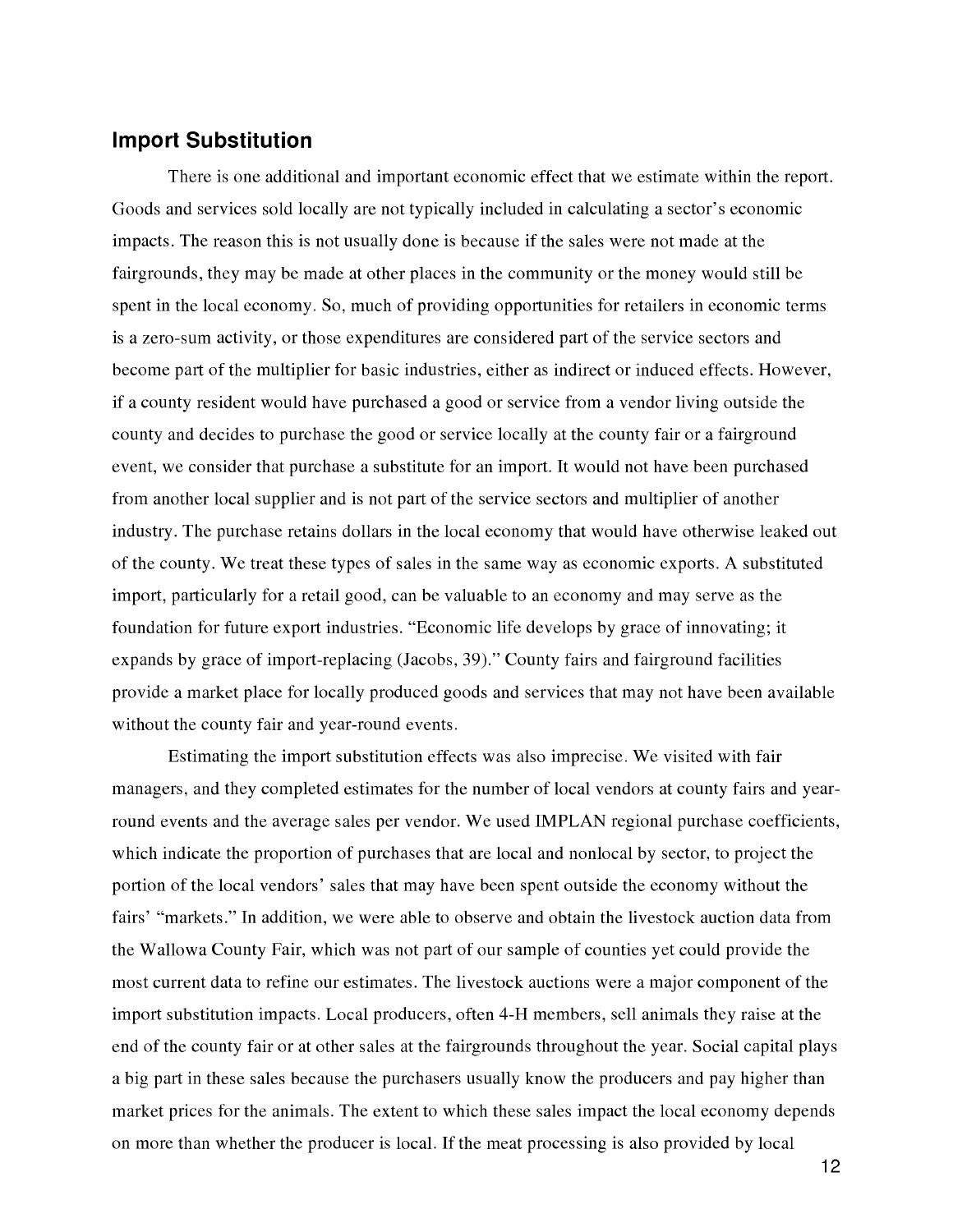## Import Substitution

There is one additional and important economic effect that we estimate within the report. Goods and services sold locally are not typically included in calculating a sector's economic impacts. The reason this is not usually done is because if the sales were not made at the fairgrounds, they may be made at other places in the community or the money would still be spent in the local economy. So, much of providing opportunities for retailers in economic terms is a zero-sum activity, or those expenditures are considered part of the service sectors and become part of the multiplier for basic industries, either as indirect or induced effects. However, if a county resident would have purchased a good or service from a vendor living outside the county and decides to purchase the good or service locally at the county fair or a fairground event, we consider that purchase a substitute for an import. It would not have been purchased from another local supplier and is not part of the service sectors and multiplier of another industry. The purchase retains dollars in the local economy that would have otherwise leaked out of the county. We treat these types of sales in the same way as economic exports. A substituted import, particularly for a retail good, can be valuable to an economy and may serve as the foundation for future export industries. "Economic life develops by grace of innovating; it expands by grace of import-replacing (Jacobs, 39)." County fairs and fairground facilities provide a market place for locally produced goods and services that may not have been available without the county fair and year-round events.

Estimating the import substitution effects was also imprecise. We visited with fair managers, and they completed estimates for the number of local vendors at county fairs and year-round events and the average sales per vendor. We used IMPLAN regional purchase coefficients, which indicate the proportion of purchases that are local and nonlocal by sector, to project the portion of the local vendors' sales that may have been spent outside the economy without the fairs' "markets." In addition, we were able to observe and obtain the livestock auction data from the Wallowa County Fair, which was not part of our sample of counties yet could provide the most current data to refine our estimates. The livestock auctions were a major component of the import substitution impacts. Local producers, often 4-H members, sell animals they raise at the end of the county fair or at other sales at the fairgrounds throughout the year. Social capital plays a big part in these sales because the purchasers usually know the producers and pay higher than market prices for the animals. The extent to which these sales impact the local economy depends on more than whether the producer is local. If the meat processing is also provided by local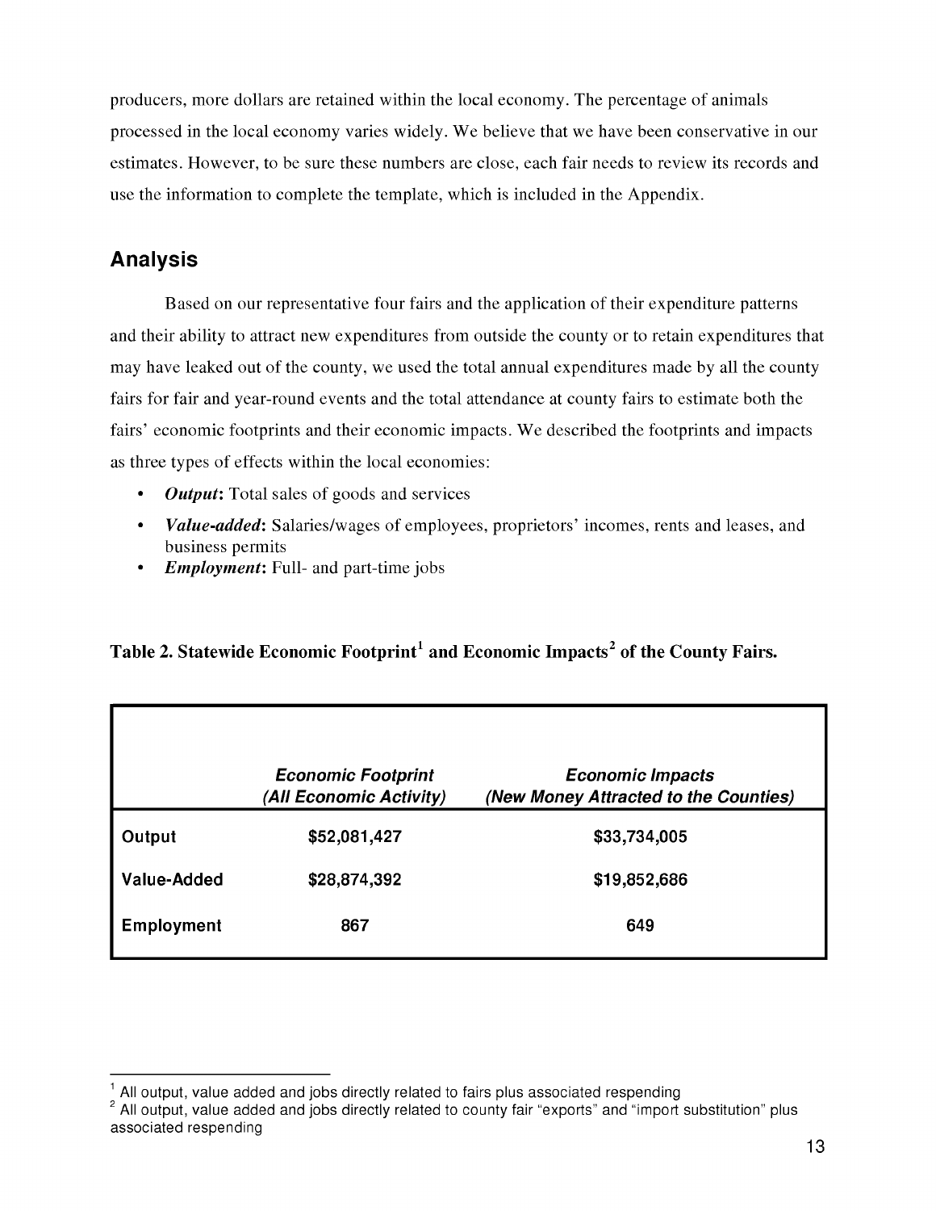producers, more dollars are retained within the local economy. The percentage of animals processed in the local economy varies widely. We believe that we have been conservative in our estimates. However, to be sure these numbers are close, each fair needs to review its records and use the information to complete the template, which is included in the Appendix.

## Analysis

Based on our representative four fairs and the application of their expenditure patterns and their ability to attract new expenditures from outside the county or to retain expenditures that may have leaked out of the county, we used the total annual expenditures made by all the county fairs for fair and year-round events and the total attendance at county fairs to estimate both the fairs' economic footprints and their economic impacts. We described the footprints and impacts as three types of effects within the local economies:

- ***Output*:** Total sales of goods and services
- ***Value-added*:** Salaries/wages of employees, proprietors' incomes, rents and leases, and business permits
- ***Employment*:** Full- and part-time jobs

**Table 2. Statewide Economic Footprint[1] and Economic Impacts[2] of the County Fairs.**

| | ***Economic Footprint (All Economic Activity)*** | ***Economic Impacts (New Money Attracted to the Counties)*** |
|---|---|---|
| **Output** | **$52,081,427** | **$33,734,005** |
| **Value-Added** | **$28,874,392** | **$19,852,686** |
| **Employment** | **867** | **649** |

[1] All output, value added and jobs directly related to fairs plus associated respending

[2] All output, value added and jobs directly related to county fair "exports" and "import substitution" plus associated respending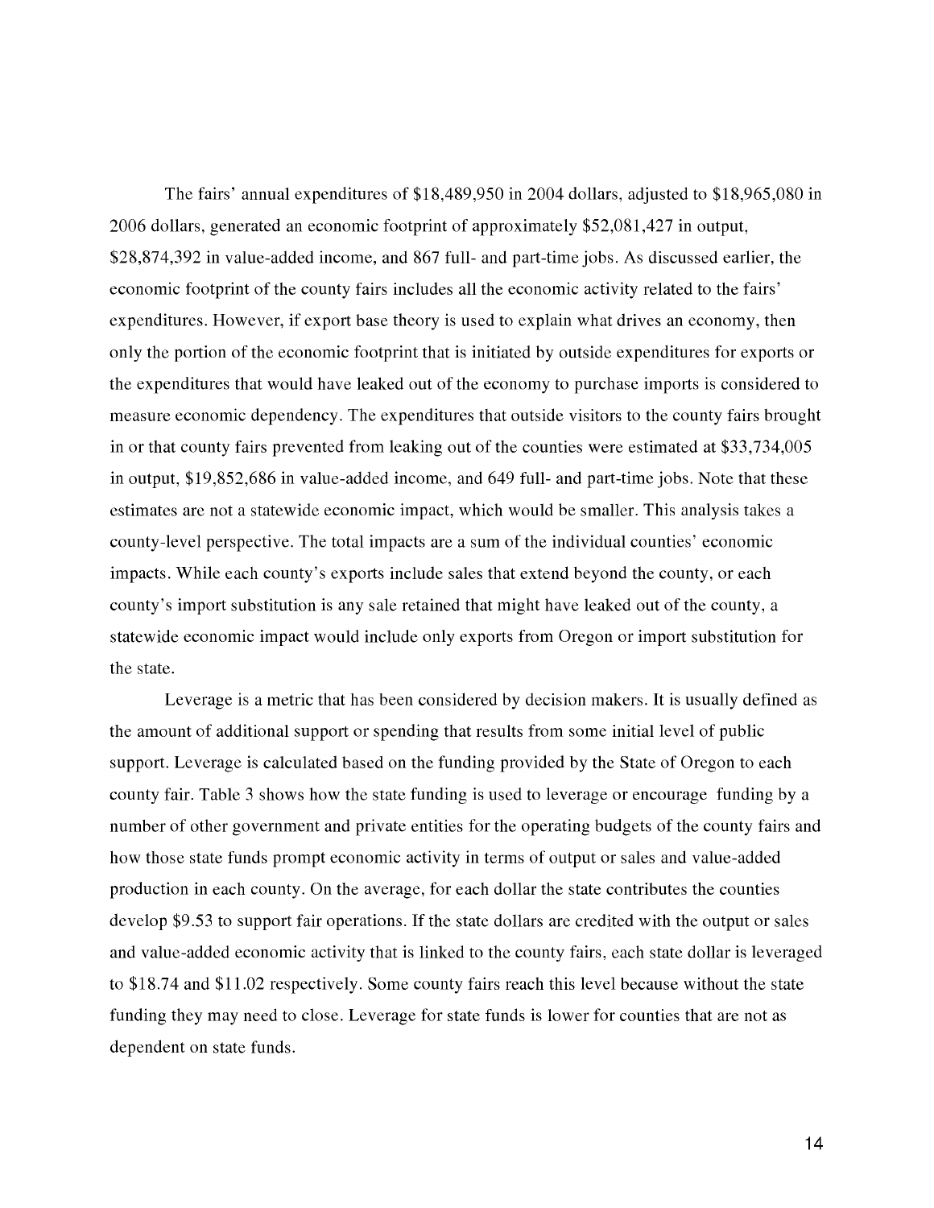The fairs' annual expenditures of $18,489,950 in 2004 dollars, adjusted to $18,965,080 in 2006 dollars, generated an economic footprint of approximately $52,081,427 in output, $28,874,392 in value-added income, and 867 full- and part-time jobs. As discussed earlier, the economic footprint of the county fairs includes all the economic activity related to the fairs' expenditures. However, if export base theory is used to explain what drives an economy, then only the portion of the economic footprint that is initiated by outside expenditures for exports or the expenditures that would have leaked out of the economy to purchase imports is considered to measure economic dependency. The expenditures that outside visitors to the county fairs brought in or that county fairs prevented from leaking out of the counties were estimated at $33,734,005 in output, $19,852,686 in value-added income, and 649 full- and part-time jobs. Note that these estimates are not a statewide economic impact, which would be smaller. This analysis takes a county-level perspective. The total impacts are a sum of the individual counties' economic impacts. While each county's exports include sales that extend beyond the county, or each county's import substitution is any sale retained that might have leaked out of the county, a statewide economic impact would include only exports from Oregon or import substitution for the state.

Leverage is a metric that has been considered by decision makers. It is usually defined as the amount of additional support or spending that results from some initial level of public support. Leverage is calculated based on the funding provided by the State of Oregon to each county fair. Table 3 shows how the state funding is used to leverage or encourage funding by a number of other government and private entities for the operating budgets of the county fairs and how those state funds prompt economic activity in terms of output or sales and value-added production in each county. On the average, for each dollar the state contributes the counties develop $9.53 to support fair operations. If the state dollars are credited with the output or sales and value-added economic activity that is linked to the county fairs, each state dollar is leveraged to $18.74 and $11.02 respectively. Some county fairs reach this level because without the state funding they may need to close. Leverage for state funds is lower for counties that are not as dependent on state funds.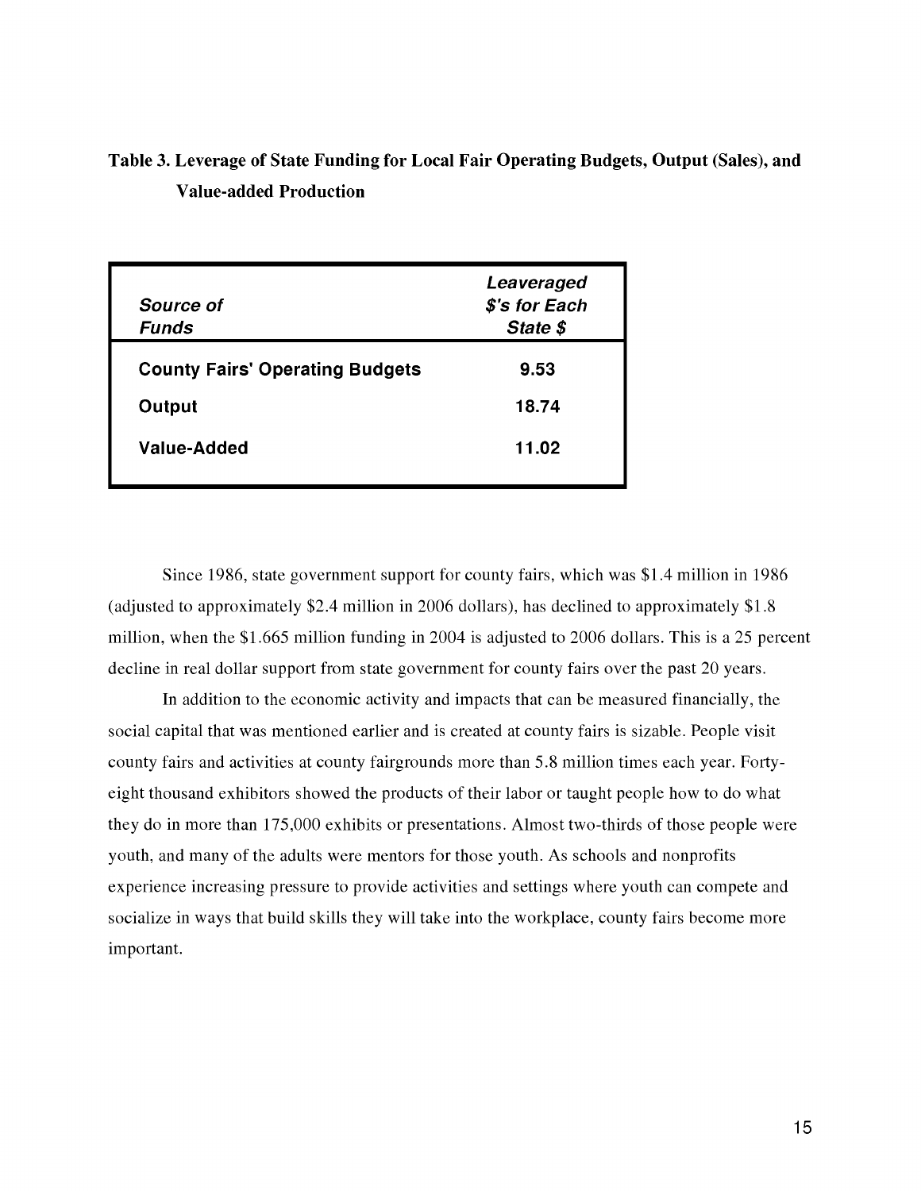**Table 3. Leverage of State Funding for Local Fair Operating Budgets, Output (Sales), and Value-added Production**

| *Source of Funds* | *Leaveraged $'s for Each State $* |
|---|---|
| **County Fairs' Operating Budgets** | **9.53** |
| **Output** | **18.74** |
| **Value-Added** | **11.02** |

Since 1986, state government support for county fairs, which was $1.4 million in 1986 (adjusted to approximately $2.4 million in 2006 dollars), has declined to approximately $1.8 million, when the $1.665 million funding in 2004 is adjusted to 2006 dollars. This is a 25 percent decline in real dollar support from state government for county fairs over the past 20 years.

In addition to the economic activity and impacts that can be measured financially, the social capital that was mentioned earlier and is created at county fairs is sizable. People visit county fairs and activities at county fairgrounds more than 5.8 million times each year. Forty-eight thousand exhibitors showed the products of their labor or taught people how to do what they do in more than 175,000 exhibits or presentations. Almost two-thirds of those people were youth, and many of the adults were mentors for those youth. As schools and nonprofits experience increasing pressure to provide activities and settings where youth can compete and socialize in ways that build skills they will take into the workplace, county fairs become more important.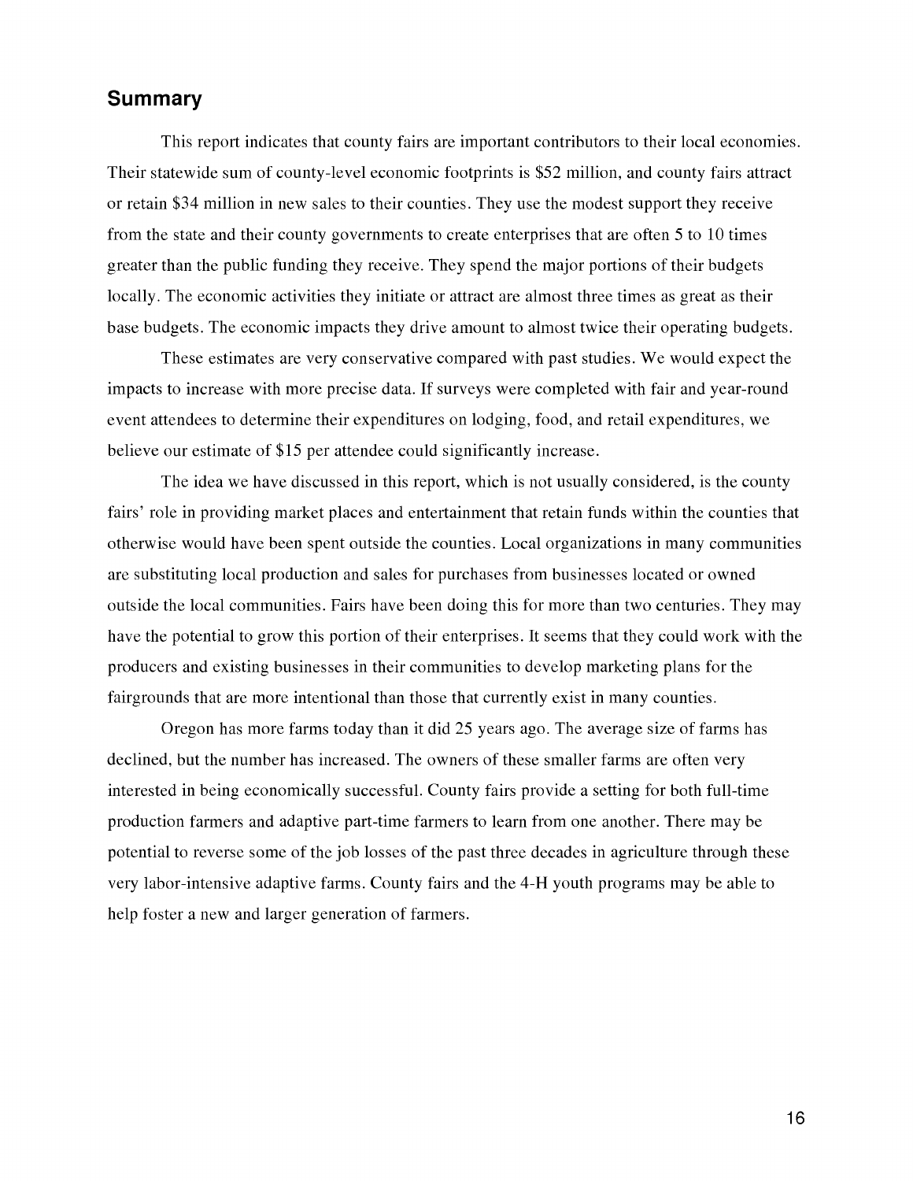## Summary

This report indicates that county fairs are important contributors to their local economies. Their statewide sum of county-level economic footprints is $52 million, and county fairs attract or retain $34 million in new sales to their counties. They use the modest support they receive from the state and their county governments to create enterprises that are often 5 to 10 times greater than the public funding they receive. They spend the major portions of their budgets locally. The economic activities they initiate or attract are almost three times as great as their base budgets. The economic impacts they drive amount to almost twice their operating budgets.

These estimates are very conservative compared with past studies. We would expect the impacts to increase with more precise data. If surveys were completed with fair and year-round event attendees to determine their expenditures on lodging, food, and retail expenditures, we believe our estimate of $15 per attendee could significantly increase.

The idea we have discussed in this report, which is not usually considered, is the county fairs' role in providing market places and entertainment that retain funds within the counties that otherwise would have been spent outside the counties. Local organizations in many communities are substituting local production and sales for purchases from businesses located or owned outside the local communities. Fairs have been doing this for more than two centuries. They may have the potential to grow this portion of their enterprises. It seems that they could work with the producers and existing businesses in their communities to develop marketing plans for the fairgrounds that are more intentional than those that currently exist in many counties.

Oregon has more farms today than it did 25 years ago. The average size of farms has declined, but the number has increased. The owners of these smaller farms are often very interested in being economically successful. County fairs provide a setting for both full-time production farmers and adaptive part-time farmers to learn from one another. There may be potential to reverse some of the job losses of the past three decades in agriculture through these very labor-intensive adaptive farms. County fairs and the 4-H youth programs may be able to help foster a new and larger generation of farmers.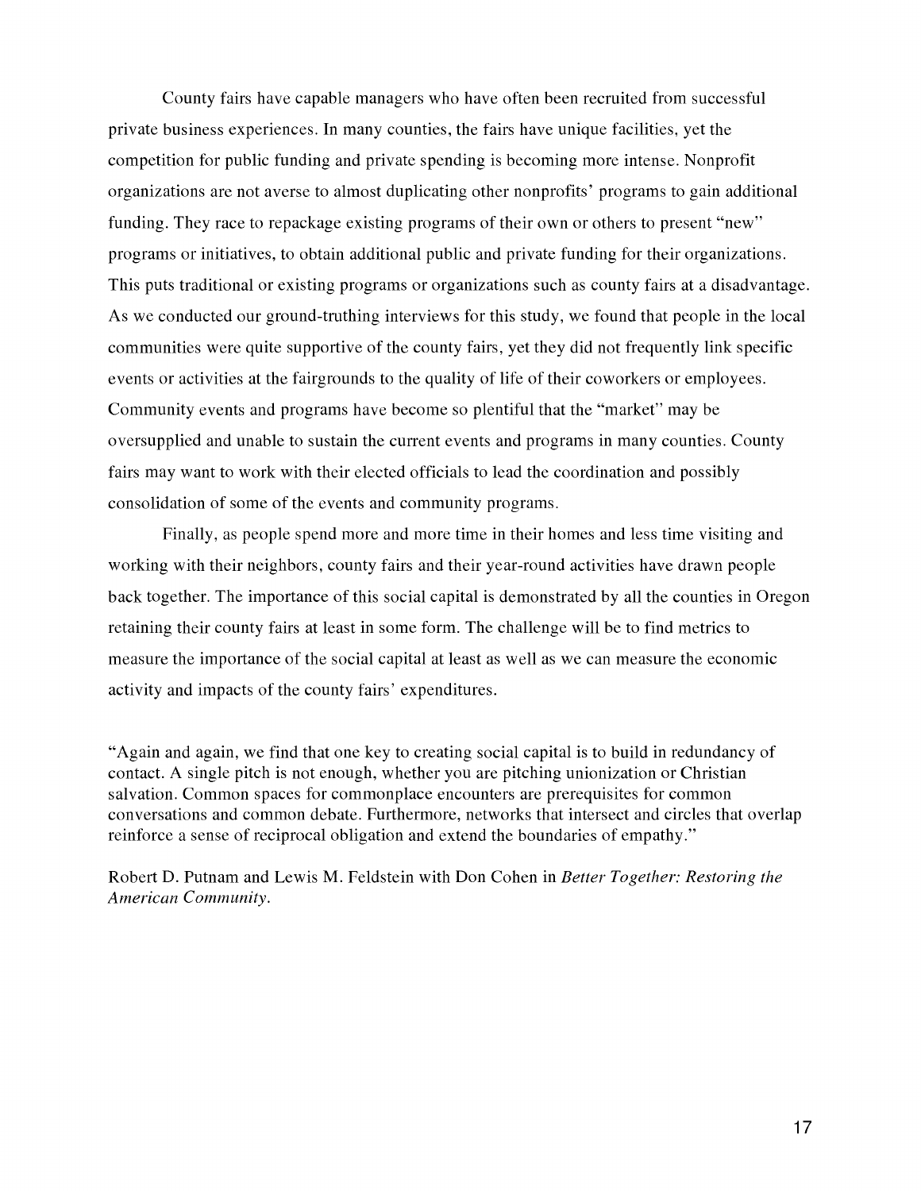County fairs have capable managers who have often been recruited from successful private business experiences. In many counties, the fairs have unique facilities, yet the competition for public funding and private spending is becoming more intense. Nonprofit organizations are not averse to almost duplicating other nonprofits' programs to gain additional funding. They race to repackage existing programs of their own or others to present "new" programs or initiatives, to obtain additional public and private funding for their organizations. This puts traditional or existing programs or organizations such as county fairs at a disadvantage. As we conducted our ground-truthing interviews for this study, we found that people in the local communities were quite supportive of the county fairs, yet they did not frequently link specific events or activities at the fairgrounds to the quality of life of their coworkers or employees. Community events and programs have become so plentiful that the "market" may be oversupplied and unable to sustain the current events and programs in many counties. County fairs may want to work with their elected officials to lead the coordination and possibly consolidation of some of the events and community programs.

Finally, as people spend more and more time in their homes and less time visiting and working with their neighbors, county fairs and their year-round activities have drawn people back together. The importance of this social capital is demonstrated by all the counties in Oregon retaining their county fairs at least in some form. The challenge will be to find metrics to measure the importance of the social capital at least as well as we can measure the economic activity and impacts of the county fairs' expenditures.

"Again and again, we find that one key to creating social capital is to build in redundancy of contact. A single pitch is not enough, whether you are pitching unionization or Christian salvation. Common spaces for commonplace encounters are prerequisites for common conversations and common debate. Furthermore, networks that intersect and circles that overlap reinforce a sense of reciprocal obligation and extend the boundaries of empathy."

Robert D. Putnam and Lewis M. Feldstein with Don Cohen in *Better Together: Restoring the American Community.*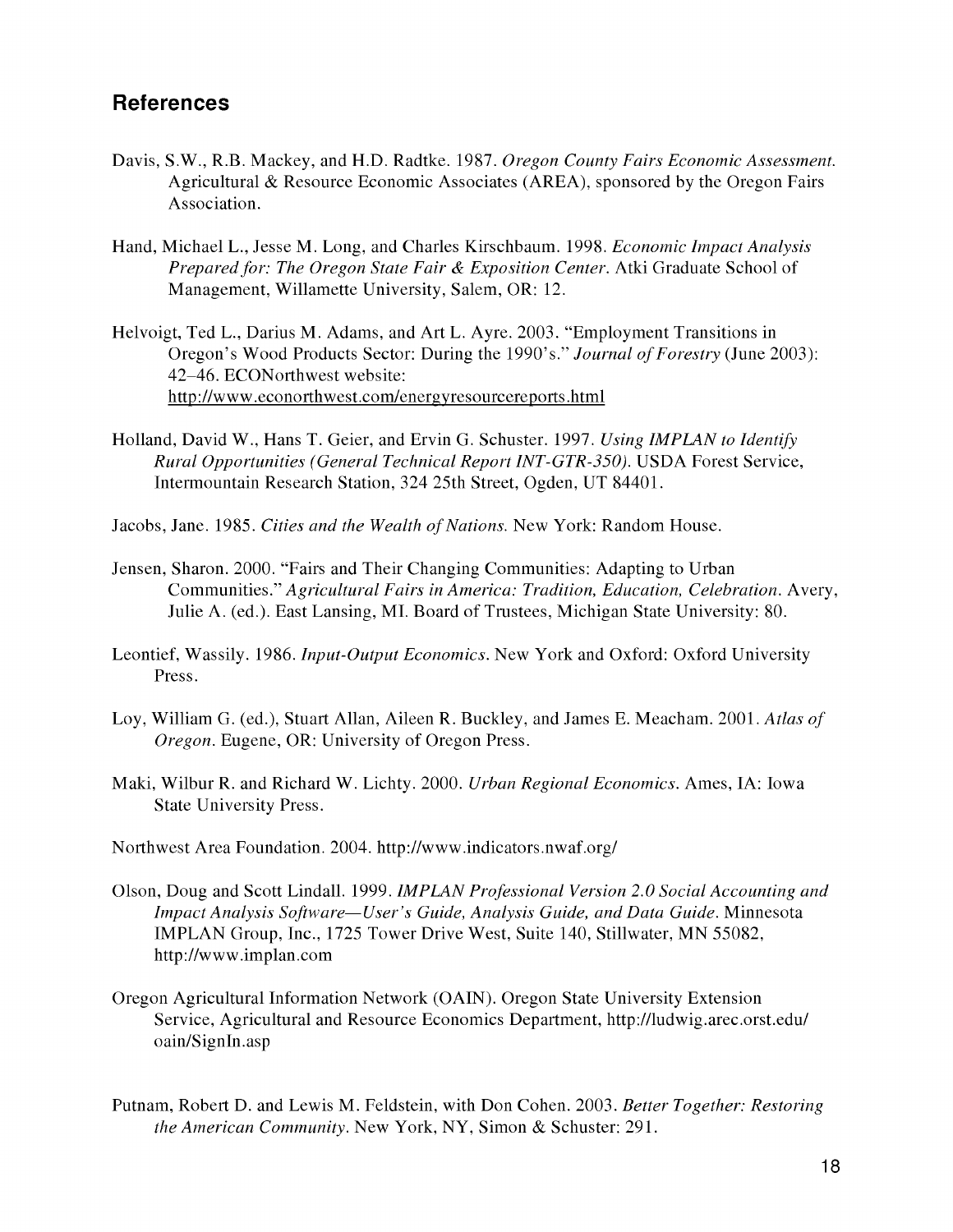## References

Davis, S.W., R.B. Mackey, and H.D. Radtke. 1987. *Oregon County Fairs Economic Assessment.* Agricultural & Resource Economic Associates (AREA), sponsored by the Oregon Fairs Association.

Hand, Michael L., Jesse M. Long, and Charles Kirschbaum. 1998. *Economic Impact Analysis Prepared for: The Oregon State Fair & Exposition Center.* Atki Graduate School of Management, Willamette University, Salem, OR: 12.

Helvoigt, Ted L., Darius M. Adams, and Art L. Ayre. 2003. "Employment Transitions in Oregon's Wood Products Sector: During the 1990's." *Journal of Forestry* (June 2003): 42–46. ECONorthwest website: http://www.econorthwest.com/energyresourcereports.html

Holland, David W., Hans T. Geier, and Ervin G. Schuster. 1997. *Using IMPLAN to Identify Rural Opportunities (General Technical Report INT-GTR-350).* USDA Forest Service, Intermountain Research Station, 324 25th Street, Ogden, UT 84401.

Jacobs, Jane. 1985. *Cities and the Wealth of Nations.* New York: Random House.

Jensen, Sharon. 2000. "Fairs and Their Changing Communities: Adapting to Urban Communities." *Agricultural Fairs in America: Tradition, Education, Celebration.* Avery, Julie A. (ed.). East Lansing, MI. Board of Trustees, Michigan State University: 80.

Leontief, Wassily. 1986. *Input-Output Economics.* New York and Oxford: Oxford University Press.

Loy, William G. (ed.), Stuart Allan, Aileen R. Buckley, and James E. Meacham. 2001. *Atlas of Oregon.* Eugene, OR: University of Oregon Press.

Maki, Wilbur R. and Richard W. Lichty. 2000. *Urban Regional Economics.* Ames, IA: Iowa State University Press.

Northwest Area Foundation. 2004. http://www.indicators.nwaf.org/

Olson, Doug and Scott Lindall. 1999. *IMPLAN Professional Version 2.0 Social Accounting and Impact Analysis Software—User's Guide, Analysis Guide, and Data Guide.* Minnesota IMPLAN Group, Inc., 1725 Tower Drive West, Suite 140, Stillwater, MN 55082, http://www.implan.com

Oregon Agricultural Information Network (OAIN). Oregon State University Extension Service, Agricultural and Resource Economics Department, http://ludwig.arec.orst.edu/oain/SignIn.asp

Putnam, Robert D. and Lewis M. Feldstein, with Don Cohen. 2003. *Better Together: Restoring the American Community.* New York, NY, Simon & Schuster: 291.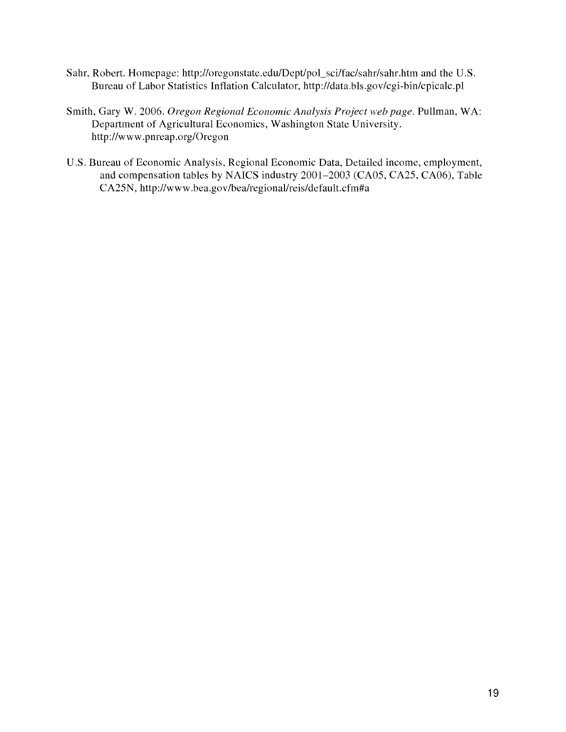Sahr, Robert. Homepage: http://oregonstate.edu/Dept/pol_sci/fac/sahr/sahr.htm and the U.S. Bureau of Labor Statistics Inflation Calculator, http://data.bls.gov/cgi-bin/cpicalc.pl

Smith, Gary W. 2006. *Oregon Regional Economic Analysis Project web page*. Pullman, WA: Department of Agricultural Economics, Washington State University. http://www.pnreap.org/Oregon

U.S. Bureau of Economic Analysis, Regional Economic Data, Detailed income, employment, and compensation tables by NAICS industry 2001–2003 (CA05, CA25, CA06), Table CA25N, http://www.bea.gov/bea/regional/reis/default.cfm#a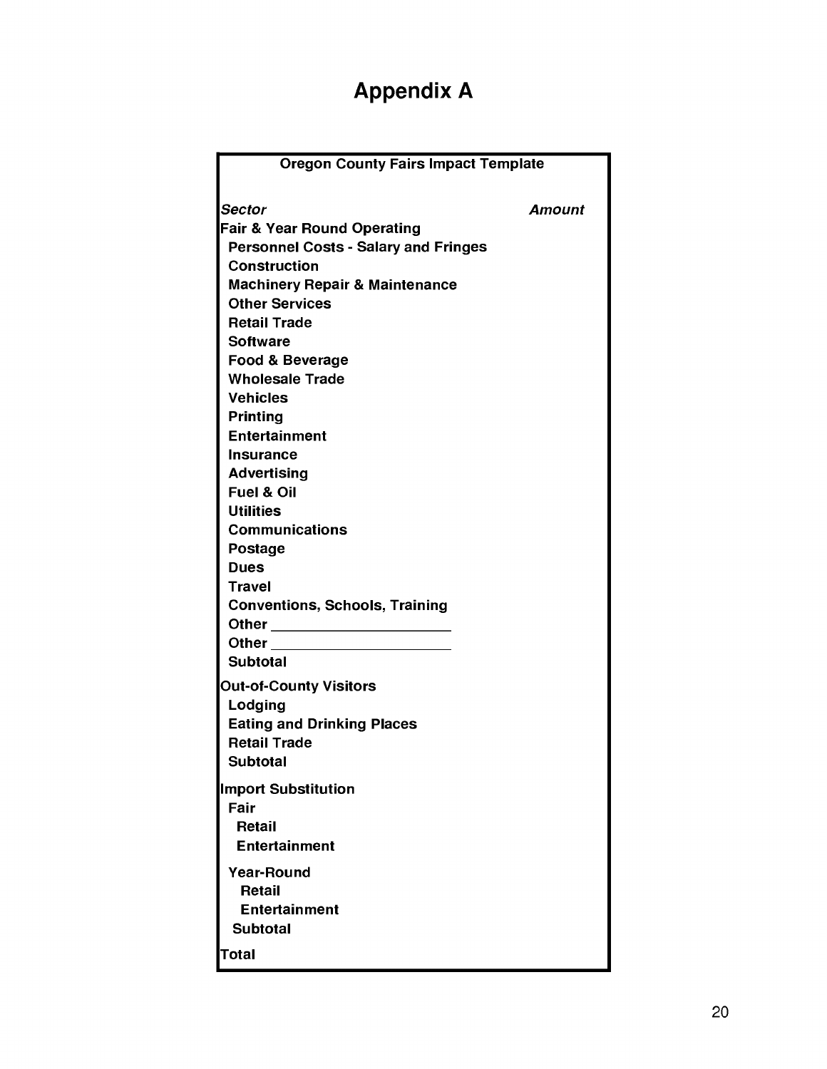# Appendix A

| Oregon County Fairs Impact Template | |
|---|---|
| *Sector* | *Amount* |
| **Fair & Year Round Operating** | |
| **Personnel Costs - Salary and Fringes** | |
| **Construction** | |
| **Machinery Repair & Maintenance** | |
| **Other Services** | |
| **Retail Trade** | |
| **Software** | |
| **Food & Beverage** | |
| **Wholesale Trade** | |
| **Vehicles** | |
| **Printing** | |
| **Entertainment** | |
| **Insurance** | |
| **Advertising** | |
| **Fuel & Oil** | |
| **Utilities** | |
| **Communications** | |
| **Postage** | |
| **Dues** | |
| **Travel** | |
| **Conventions, Schools, Training** | |
| **Other ______________________** | |
| **Other ______________________** | |
| **Subtotal** | |
| **Out-of-County Visitors** | |
| **Lodging** | |
| **Eating and Drinking Places** | |
| **Retail Trade** | |
| **Subtotal** | |
| **Import Substitution** | |
| **Fair** | |
| **Retail** | |
| **Entertainment** | |
| **Year-Round** | |
| **Retail** | |
| **Entertainment** | |
| **Subtotal** | |
| **Total** | |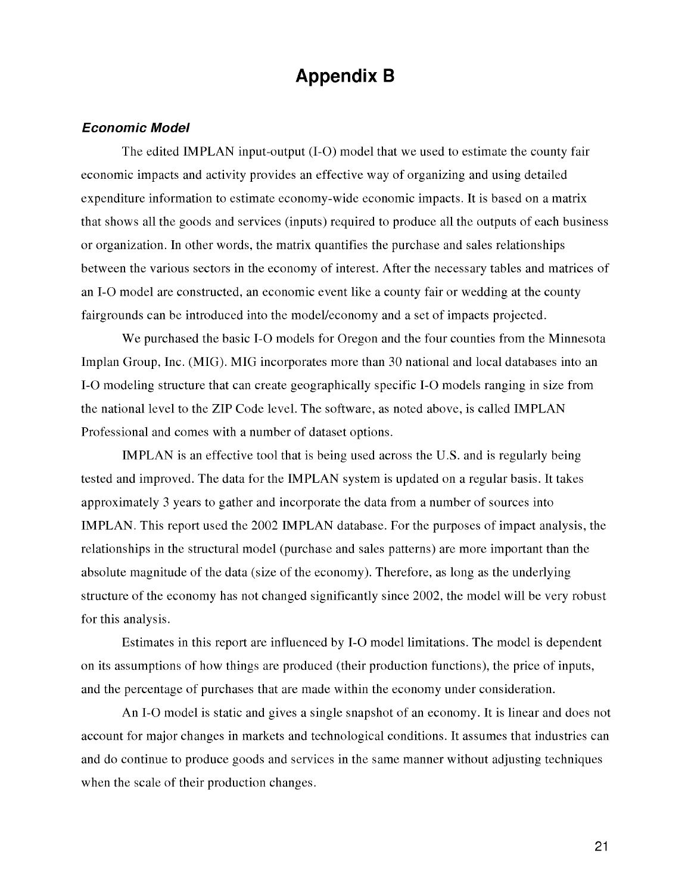# Appendix B

### *Economic Model*

The edited IMPLAN input-output (I-O) model that we used to estimate the county fair economic impacts and activity provides an effective way of organizing and using detailed expenditure information to estimate economy-wide economic impacts. It is based on a matrix that shows all the goods and services (inputs) required to produce all the outputs of each business or organization. In other words, the matrix quantifies the purchase and sales relationships between the various sectors in the economy of interest. After the necessary tables and matrices of an I-O model are constructed, an economic event like a county fair or wedding at the county fairgrounds can be introduced into the model/economy and a set of impacts projected.

We purchased the basic I-O models for Oregon and the four counties from the Minnesota Implan Group, Inc. (MIG). MIG incorporates more than 30 national and local databases into an I-O modeling structure that can create geographically specific I-O models ranging in size from the national level to the ZIP Code level. The software, as noted above, is called IMPLAN Professional and comes with a number of dataset options.

IMPLAN is an effective tool that is being used across the U.S. and is regularly being tested and improved. The data for the IMPLAN system is updated on a regular basis. It takes approximately 3 years to gather and incorporate the data from a number of sources into IMPLAN. This report used the 2002 IMPLAN database. For the purposes of impact analysis, the relationships in the structural model (purchase and sales patterns) are more important than the absolute magnitude of the data (size of the economy). Therefore, as long as the underlying structure of the economy has not changed significantly since 2002, the model will be very robust for this analysis.

Estimates in this report are influenced by I-O model limitations. The model is dependent on its assumptions of how things are produced (their production functions), the price of inputs, and the percentage of purchases that are made within the economy under consideration.

An I-O model is static and gives a single snapshot of an economy. It is linear and does not account for major changes in markets and technological conditions. It assumes that industries can and do continue to produce goods and services in the same manner without adjusting techniques when the scale of their production changes.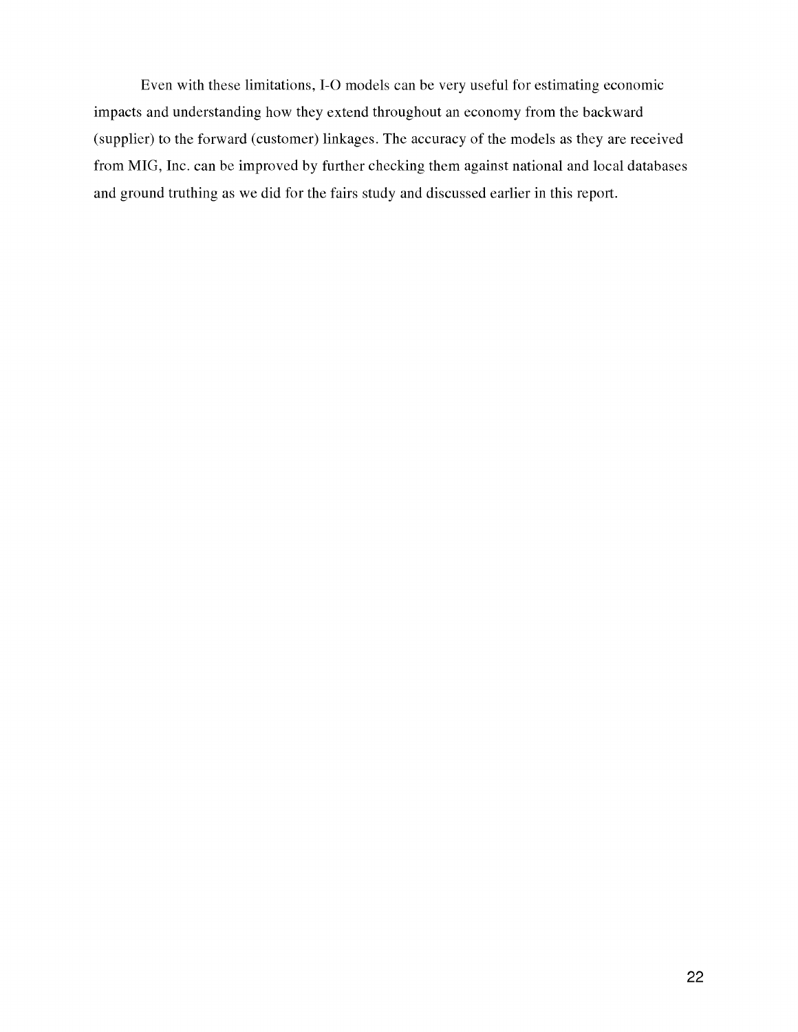Even with these limitations, I-O models can be very useful for estimating economic impacts and understanding how they extend throughout an economy from the backward (supplier) to the forward (customer) linkages. The accuracy of the models as they are received from MIG, Inc. can be improved by further checking them against national and local databases and ground truthing as we did for the fairs study and discussed earlier in this report.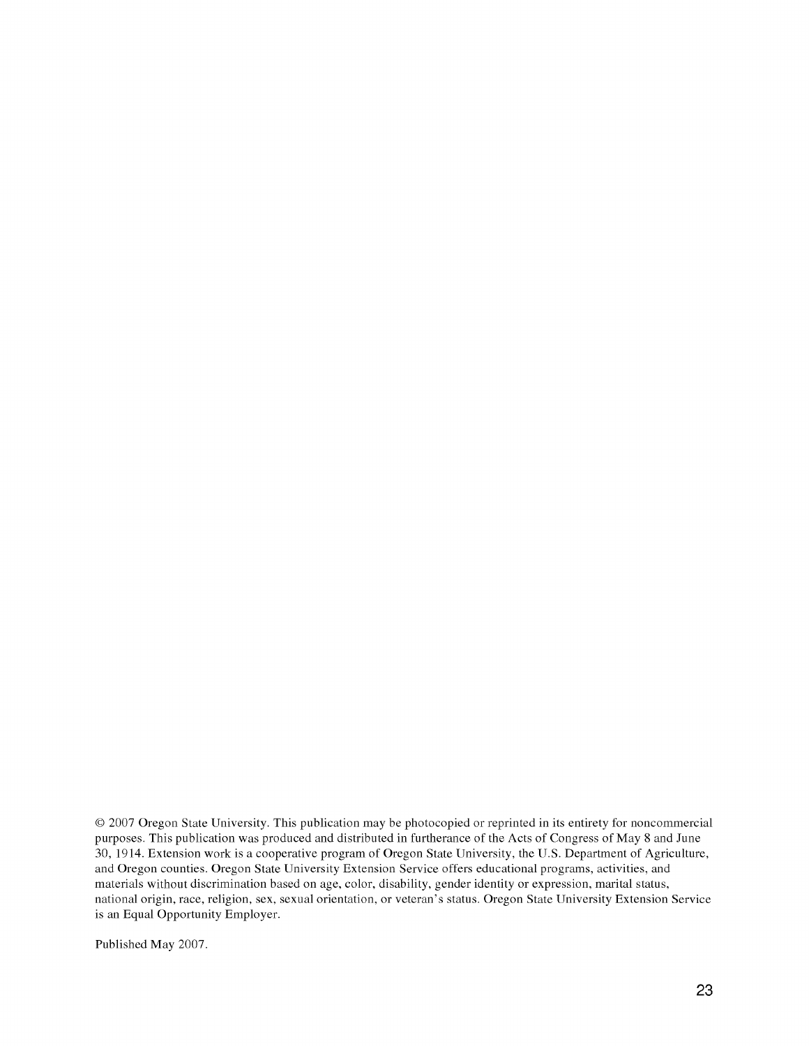© 2007 Oregon State University. This publication may be photocopied or reprinted in its entirety for noncommercial purposes. This publication was produced and distributed in furtherance of the Acts of Congress of May 8 and June 30, 1914. Extension work is a cooperative program of Oregon State University, the U.S. Department of Agriculture, and Oregon counties. Oregon State University Extension Service offers educational programs, activities, and materials without discrimination based on age, color, disability, gender identity or expression, marital status, national origin, race, religion, sex, sexual orientation, or veteran's status. Oregon State University Extension Service is an Equal Opportunity Employer.

Published May 2007.